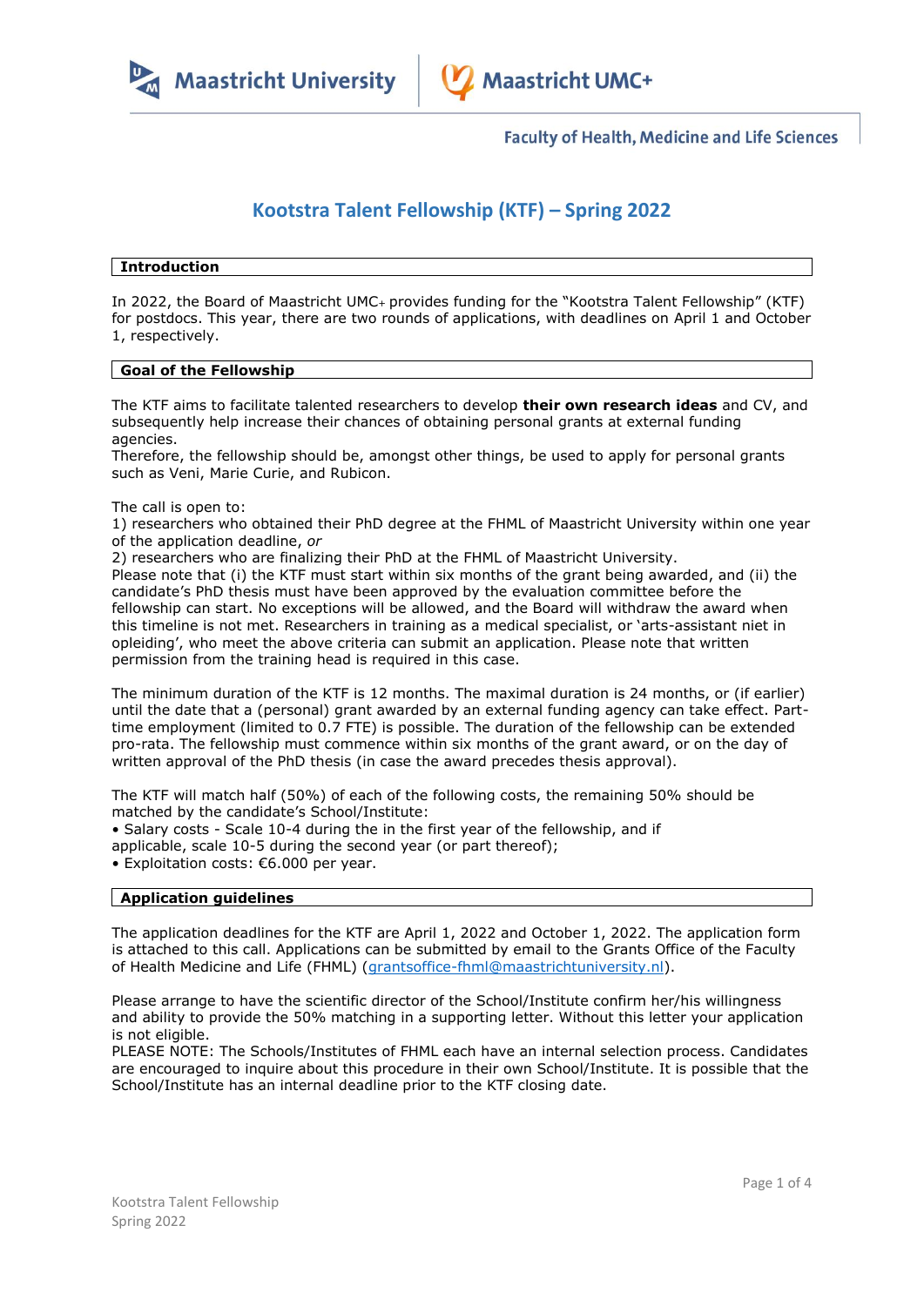Faculty of Health, Medicine and Life Sciences

# Kootstra Talent Fellowship (KTF) – Spring 2022

## Introduction

In 2022, the Board of Maastricht UMC+ provides funding for the "Kootstra Talent Fellowship" (KTF) for postdocs. This year, there are two rounds of applications, with deadlines on April 1 and October 1, respectively.

## Goal of the Fellowship

The KTF aims to facilitate talented researchers to develop **their own research ideas** and CV, and subsequently help increase their chances of obtaining personal grants at external funding agencies.
Therefore, the fellowship should be, amongst other things, be used to apply for personal grants such as Veni, Marie Curie, and Rubicon.

The call is open to:
1) researchers who obtained their PhD degree at the FHML of Maastricht University within one year of the application deadline, *or*
2) researchers who are finalizing their PhD at the FHML of Maastricht University.
Please note that (i) the KTF must start within six months of the grant being awarded, and (ii) the candidate's PhD thesis must have been approved by the evaluation committee before the fellowship can start. No exceptions will be allowed, and the Board will withdraw the award when this timeline is not met. Researchers in training as a medical specialist, or 'arts-assistant niet in opleiding', who meet the above criteria can submit an application. Please note that written permission from the training head is required in this case.

The minimum duration of the KTF is 12 months. The maximal duration is 24 months, or (if earlier) until the date that a (personal) grant awarded by an external funding agency can take effect. Part-time employment (limited to 0.7 FTE) is possible. The duration of the fellowship can be extended pro-rata. The fellowship must commence within six months of the grant award, or on the day of written approval of the PhD thesis (in case the award precedes thesis approval).

The KTF will match half (50%) of each of the following costs, the remaining 50% should be matched by the candidate's School/Institute:
- Salary costs - Scale 10-4 during the in the first year of the fellowship, and if applicable, scale 10-5 during the second year (or part thereof);
- Exploitation costs: €6.000 per year.

## Application guidelines

The application deadlines for the KTF are April 1, 2022 and October 1, 2022. The application form is attached to this call. Applications can be submitted by email to the Grants Office of the Faculty of Health Medicine and Life (FHML) (grantsoffice-fhml@maastrichtuniversity.nl).

Please arrange to have the scientific director of the School/Institute confirm her/his willingness and ability to provide the 50% matching in a supporting letter. Without this letter your application is not eligible.
PLEASE NOTE: The Schools/Institutes of FHML each have an internal selection process. Candidates are encouraged to inquire about this procedure in their own School/Institute. It is possible that the School/Institute has an internal deadline prior to the KTF closing date.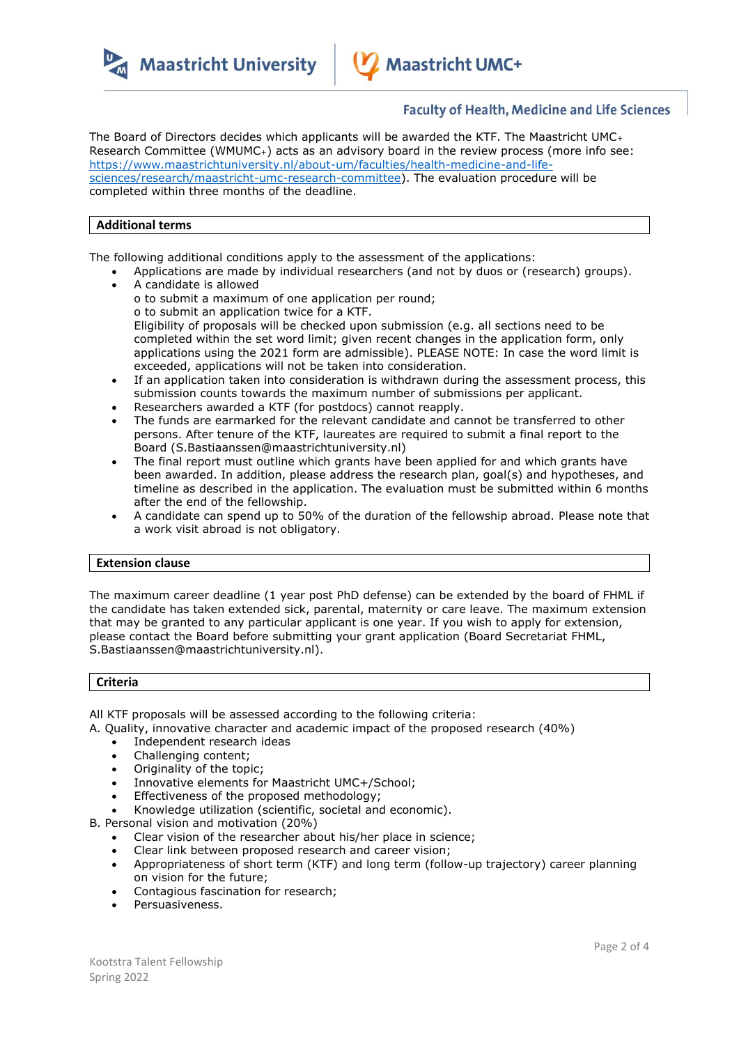The Board of Directors decides which applicants will be awarded the KTF. The Maastricht UMC+ Research Committee (WMUMC+) acts as an advisory board in the review process (more info see: [https://www.maastrichtuniversity.nl/about-um/faculties/health-medicine-and-life-sciences/research/maastricht-umc-research-committee](https://www.maastrichtuniversity.nl/about-um/faculties/health-medicine-and-life-sciences/research/maastricht-umc-research-committee)). The evaluation procedure will be completed within three months of the deadline.

## Additional terms

The following additional conditions apply to the assessment of the applications:

- Applications are made by individual researchers (and not by duos or (research) groups).
- A candidate is allowed
  - to submit a maximum of one application per round;
  - to submit an application twice for a KTF.

  Eligibility of proposals will be checked upon submission (e.g. all sections need to be completed within the set word limit; given recent changes in the application form, only applications using the 2021 form are admissible). PLEASE NOTE: In case the word limit is exceeded, applications will not be taken into consideration.
- If an application taken into consideration is withdrawn during the assessment process, this submission counts towards the maximum number of submissions per applicant.
- Researchers awarded a KTF (for postdocs) cannot reapply.
- The funds are earmarked for the relevant candidate and cannot be transferred to other persons. After tenure of the KTF, laureates are required to submit a final report to the Board (S.Bastiaanssen@maastrichtuniversity.nl)
- The final report must outline which grants have been applied for and which grants have been awarded. In addition, please address the research plan, goal(s) and hypotheses, and timeline as described in the application. The evaluation must be submitted within 6 months after the end of the fellowship.
- A candidate can spend up to 50% of the duration of the fellowship abroad. Please note that a work visit abroad is not obligatory.

## Extension clause

The maximum career deadline (1 year post PhD defense) can be extended by the board of FHML if the candidate has taken extended sick, parental, maternity or care leave. The maximum extension that may be granted to any particular applicant is one year. If you wish to apply for extension, please contact the Board before submitting your grant application (Board Secretariat FHML, S.Bastiaanssen@maastrichtuniversity.nl).

## Criteria

All KTF proposals will be assessed according to the following criteria:

A. Quality, innovative character and academic impact of the proposed research (40%)

- Independent research ideas
- Challenging content;
- Originality of the topic;
- Innovative elements for Maastricht UMC+/School;
- Effectiveness of the proposed methodology;
- Knowledge utilization (scientific, societal and economic).

B. Personal vision and motivation (20%)

- Clear vision of the researcher about his/her place in science;
- Clear link between proposed research and career vision;
- Appropriateness of short term (KTF) and long term (follow-up trajectory) career planning on vision for the future;
- Contagious fascination for research;
- Persuasiveness.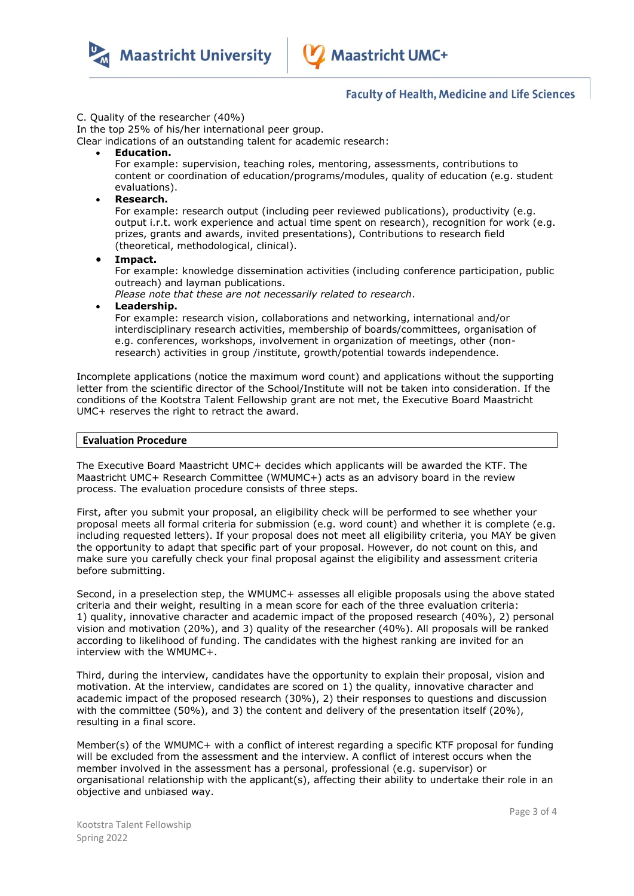C. Quality of the researcher (40%)
In the top 25% of his/her international peer group.
Clear indications of an outstanding talent for academic research:

- **Education.**
  For example: supervision, teaching roles, mentoring, assessments, contributions to content or coordination of education/programs/modules, quality of education (e.g. student evaluations).
- **Research.**
  For example: research output (including peer reviewed publications), productivity (e.g. output i.r.t. work experience and actual time spent on research), recognition for work (e.g. prizes, grants and awards, invited presentations), Contributions to research field (theoretical, methodological, clinical).
- **Impact.**
  For example: knowledge dissemination activities (including conference participation, public outreach) and layman publications.
  *Please note that these are not necessarily related to research*.
- **Leadership.**
  For example: research vision, collaborations and networking, international and/or interdisciplinary research activities, membership of boards/committees, organisation of e.g. conferences, workshops, involvement in organization of meetings, other (non-research) activities in group /institute, growth/potential towards independence.

Incomplete applications (notice the maximum word count) and applications without the supporting letter from the scientific director of the School/Institute will not be taken into consideration. If the conditions of the Kootstra Talent Fellowship grant are not met, the Executive Board Maastricht UMC+ reserves the right to retract the award.

## Evaluation Procedure

The Executive Board Maastricht UMC+ decides which applicants will be awarded the KTF. The Maastricht UMC+ Research Committee (WMUMC+) acts as an advisory board in the review process. The evaluation procedure consists of three steps.

First, after you submit your proposal, an eligibility check will be performed to see whether your proposal meets all formal criteria for submission (e.g. word count) and whether it is complete (e.g. including requested letters). If your proposal does not meet all eligibility criteria, you MAY be given the opportunity to adapt that specific part of your proposal. However, do not count on this, and make sure you carefully check your final proposal against the eligibility and assessment criteria before submitting.

Second, in a preselection step, the WMUMC+ assesses all eligible proposals using the above stated criteria and their weight, resulting in a mean score for each of the three evaluation criteria:
1) quality, innovative character and academic impact of the proposed research (40%), 2) personal vision and motivation (20%), and 3) quality of the researcher (40%). All proposals will be ranked according to likelihood of funding. The candidates with the highest ranking are invited for an interview with the WMUMC+.

Third, during the interview, candidates have the opportunity to explain their proposal, vision and motivation. At the interview, candidates are scored on 1) the quality, innovative character and academic impact of the proposed research (30%), 2) their responses to questions and discussion with the committee (50%), and 3) the content and delivery of the presentation itself (20%), resulting in a final score.

Member(s) of the WMUMC+ with a conflict of interest regarding a specific KTF proposal for funding will be excluded from the assessment and the interview. A conflict of interest occurs when the member involved in the assessment has a personal, professional (e.g. supervisor) or organisational relationship with the applicant(s), affecting their ability to undertake their role in an objective and unbiased way.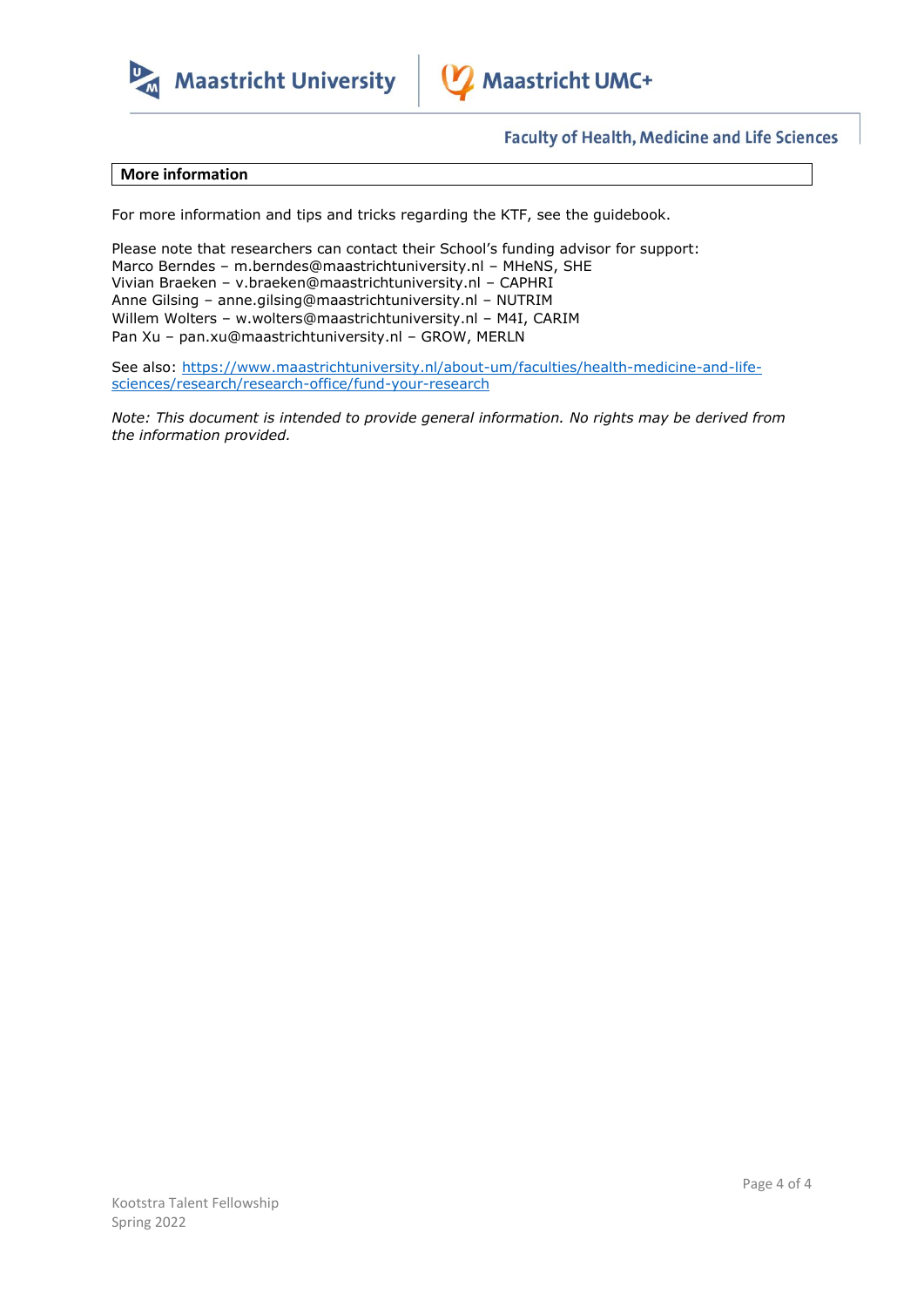## More information

For more information and tips and tricks regarding the KTF, see the guidebook.

Please note that researchers can contact their School's funding advisor for support:
Marco Berndes – m.berndes@maastrichtuniversity.nl – MHeNS, SHE
Vivian Braeken – v.braeken@maastrichtuniversity.nl – CAPHRI
Anne Gilsing – anne.gilsing@maastrichtuniversity.nl – NUTRIM
Willem Wolters – w.wolters@maastrichtuniversity.nl – M4I, CARIM
Pan Xu – pan.xu@maastrichtuniversity.nl – GROW, MERLN

See also: https://www.maastrichtuniversity.nl/about-um/faculties/health-medicine-and-life-sciences/research/research-office/fund-your-research

*Note: This document is intended to provide general information. No rights may be derived from the information provided.*